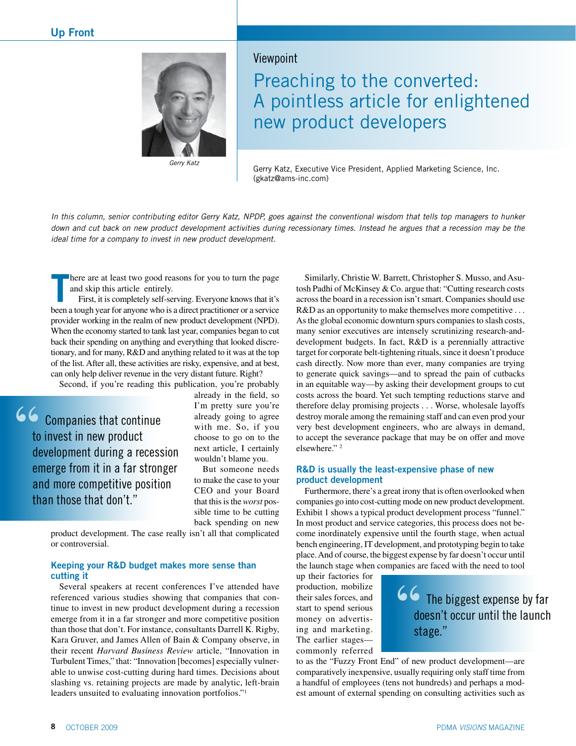Viewpoint

# Preaching to the converted: A pointless article for enlightened new product developers

Gerry Katz

Gerry Katz, Executive Vice President, Applied Marketing Science, Inc. (gkatz@ams-inc.com)

*In this column, senior contributing editor Gerry Katz, NPDP, goes against the conventional wisdom that tells top managers to hunker down and cut back on new product development activities during recessionary times. Instead he argues that a recession may be the ideal time for a company to invest in new product development.*

There are at least two good reasons for you to turn the page and skip this article entirely.

First, it is completely self-serving. Everyone knows that it's been a tough year for anyone who is a direct practitioner or a service provider working in the realm of new product development (NPD). When the economy started to tank last year, companies began to cut back their spending on anything and everything that looked discretionary, and for many, R&D and anything related to it was at the top of the list. After all, these activities are risky, expensive, and at best, can only help deliver revenue in the very distant future. Right?

Second, if you're reading this publication, you're probably already in the field, so I'm pretty sure you're already going to agree with me. So, if you choose to go on to the next article, I certainly wouldn't blame you.

> "Companies that continue to invest in new product development during a recession emerge from it in a far stronger and more competitive position than those that don't."

But someone needs to make the case to your CEO and your Board that this is the *worst* possible time to be cutting back spending on new product development. The case really isn't all that complicated or controversial.

## Keeping your R&D budget makes more sense than cutting it

Several speakers at recent conferences I've attended have referenced various studies showing that companies that continue to invest in new product development during a recession emerge from it in a far stronger and more competitive position than those that don't. For instance, consultants Darrell K. Rigby, Kara Gruver, and James Allen of Bain & Company observe, in their recent *Harvard Business Review* article, "Innovation in Turbulent Times," that: "Innovation [becomes] especially vulnerable to unwise cost-cutting during hard times. Decisions about slashing vs. retaining projects are made by analytic, left-brain leaders unsuited to evaluating innovation portfolios."[1]

Similarly, Christie W. Barrett, Christopher S. Musso, and Asutosh Padhi of McKinsey & Co. argue that: "Cutting research costs across the board in a recession isn't smart. Companies should use R&D as an opportunity to make themselves more competitive . . . As the global economic downturn spurs companies to slash costs, many senior executives are intensely scrutinizing research-and-development budgets. In fact, R&D is a perennially attractive target for corporate belt-tightening rituals, since it doesn't produce cash directly. Now more than ever, many companies are trying to generate quick savings—and to spread the pain of cutbacks in an equitable way—by asking their development groups to cut costs across the board. Yet such tempting reductions starve and therefore delay promising projects . . . Worse, wholesale layoffs destroy morale among the remaining staff and can even prod your very best development engineers, who are always in demand, to accept the severance package that may be on offer and move elsewhere."[2]

## R&D is usually the least-expensive phase of new product development

Furthermore, there's a great irony that is often overlooked when companies go into cost-cutting mode on new product development. Exhibit 1 shows a typical product development process "funnel." In most product and service categories, this process does not become inordinately expensive until the fourth stage, when actual bench engineering, IT development, and prototyping begin to take place. And of course, the biggest expense by far doesn't occur until the launch stage when companies are faced with the need to tool up their factories for production, mobilize their sales forces, and start to spend serious money on advertising and marketing. The earlier stages—commonly referred to as the "Fuzzy Front End" of new product development—are comparatively inexpensive, usually requiring only staff time from a handful of employees (tens not hundreds) and perhaps a modest amount of external spending on consulting activities such as

> "The biggest expense by far doesn't occur until the launch stage."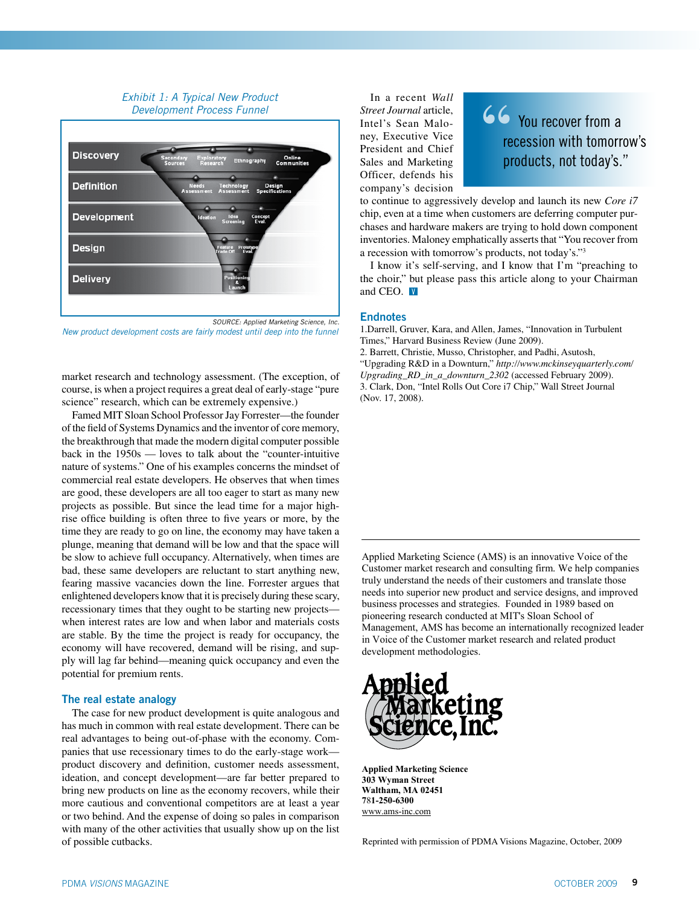### Exhibit 1: A Typical New Product Development Process Funnel

Discovery — Secondary Sources, Exploratory Research, Ethnography, Online Communities

Definition — Needs Assessment, Technology Assessment, Design Specifications

Development — Ideation, Idea Screening, Concept Eval.

Design — Feature Trade Off, Prototype Eval.

Delivery — Positioning & Launch

SOURCE: Applied Marketing Science, Inc.

*New product development costs are fairly modest until deep into the funnel*

market research and technology assessment. (The exception, of course, is when a project requires a great deal of early-stage "pure science" research, which can be extremely expensive.)

Famed MIT Sloan School Professor Jay Forrester—the founder of the field of Systems Dynamics and the inventor of core memory, the breakthrough that made the modern digital computer possible back in the 1950s — loves to talk about the "counter-intuitive nature of systems." One of his examples concerns the mindset of commercial real estate developers. He observes that when times are good, these developers are all too eager to start as many new projects as possible. But since the lead time for a major high-rise office building is often three to five years or more, by the time they are ready to go on line, the economy may have taken a plunge, meaning that demand will be low and that the space will be slow to achieve full occupancy. Alternatively, when times are bad, these same developers are reluctant to start anything new, fearing massive vacancies down the line. Forrester argues that enlightened developers know that it is precisely during these scary, recessionary times that they ought to be starting new projects—when interest rates are low and when labor and materials costs are stable. By the time the project is ready for occupancy, the economy will have recovered, demand will be rising, and supply will lag far behind—meaning quick occupancy and even the potential for premium rents.

## The real estate analogy

The case for new product development is quite analogous and has much in common with real estate development. There can be real advantages to being out-of-phase with the economy. Companies that use recessionary times to do the early-stage work—product discovery and definition, customer needs assessment, ideation, and concept development—are far better prepared to bring new products on line as the economy recovers, while their more cautious and conventional competitors are at least a year or two behind. And the expense of doing so pales in comparison with many of the other activities that usually show up on the list of possible cutbacks.

In a recent *Wall Street Journal* article, Intel's Sean Maloney, Executive Vice President and Chief Sales and Marketing Officer, defends his company's decision to continue to aggressively develop and launch its new *Core i7* chip, even at a time when customers are deferring computer purchases and hardware makers are trying to hold down component inventories. Maloney emphatically asserts that "You recover from a recession with tomorrow's products, not today's."[3]

> "You recover from a recession with tomorrow's products, not today's."

I know it's self-serving, and I know that I'm "preaching to the choir," but please pass this article along to your Chairman and CEO.

## Endnotes

1. Darrell, Gruver, Kara, and Allen, James, "Innovation in Turbulent Times," Harvard Business Review (June 2009).
2. Barrett, Christie, Musso, Christopher, and Padhi, Asutosh, "Upgrading R&D in a Downturn," *http://www.mckinseyquarterly.com/Upgrading_RD_in_a_downturn_2302* (accessed February 2009).
3. Clark, Don, "Intel Rolls Out Core i7 Chip," Wall Street Journal (Nov. 17, 2008).

---

Applied Marketing Science (AMS) is an innovative Voice of the Customer market research and consulting firm. We help companies truly understand the needs of their customers and translate those needs into superior new product and service designs, and improved business processes and strategies. Founded in 1989 based on pioneering research conducted at MIT's Sloan School of Management, AMS has become an internationally recognized leader in Voice of the Customer market research and related product development methodologies.

Applied Marketing Science, Inc.

**Applied Marketing Science**
**303 Wyman Street**
**Waltham, MA 02451**
**781-250-6300**
www.ams-inc.com

Reprinted with permission of PDMA Visions Magazine, October, 2009